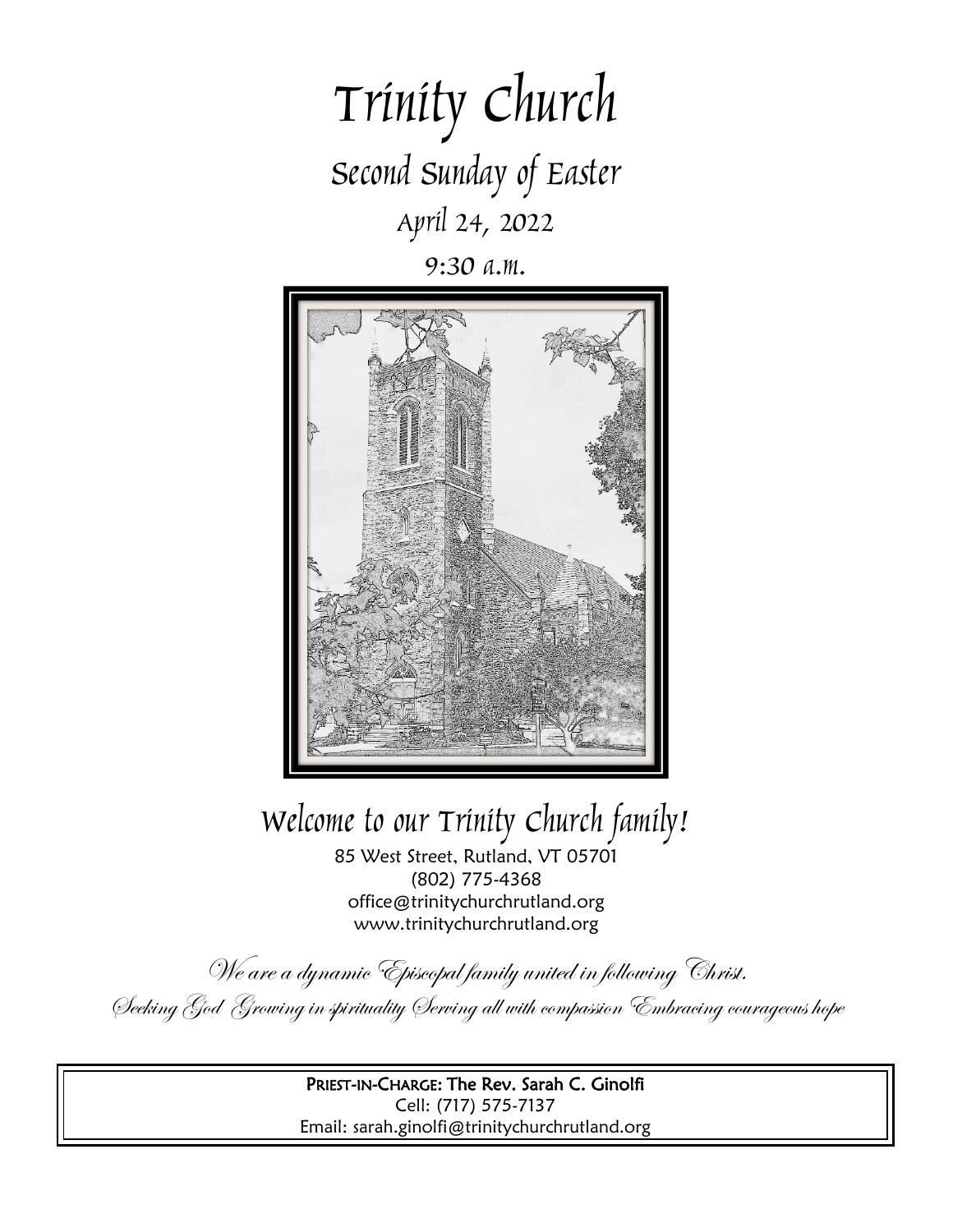# Trinity Church

## Second Sunday of Easter

April 24, 2022

9:30 a.m.

## Welcome to our Trinity Church family!

85 West Street, Rutland, VT 05701
(802) 775-4368
office@trinitychurchrutland.org
www.trinitychurchrutland.org

*We are a dynamic Episcopal family united in following Christ.*

*Seeking God Growing in spirituality Serving all with compassion Embracing courageous hope*

**PRIEST-IN-CHARGE: The Rev. Sarah C. Ginolfi**
Cell: (717) 575-7137
Email: sarah.ginolfi@trinitychurchrutland.org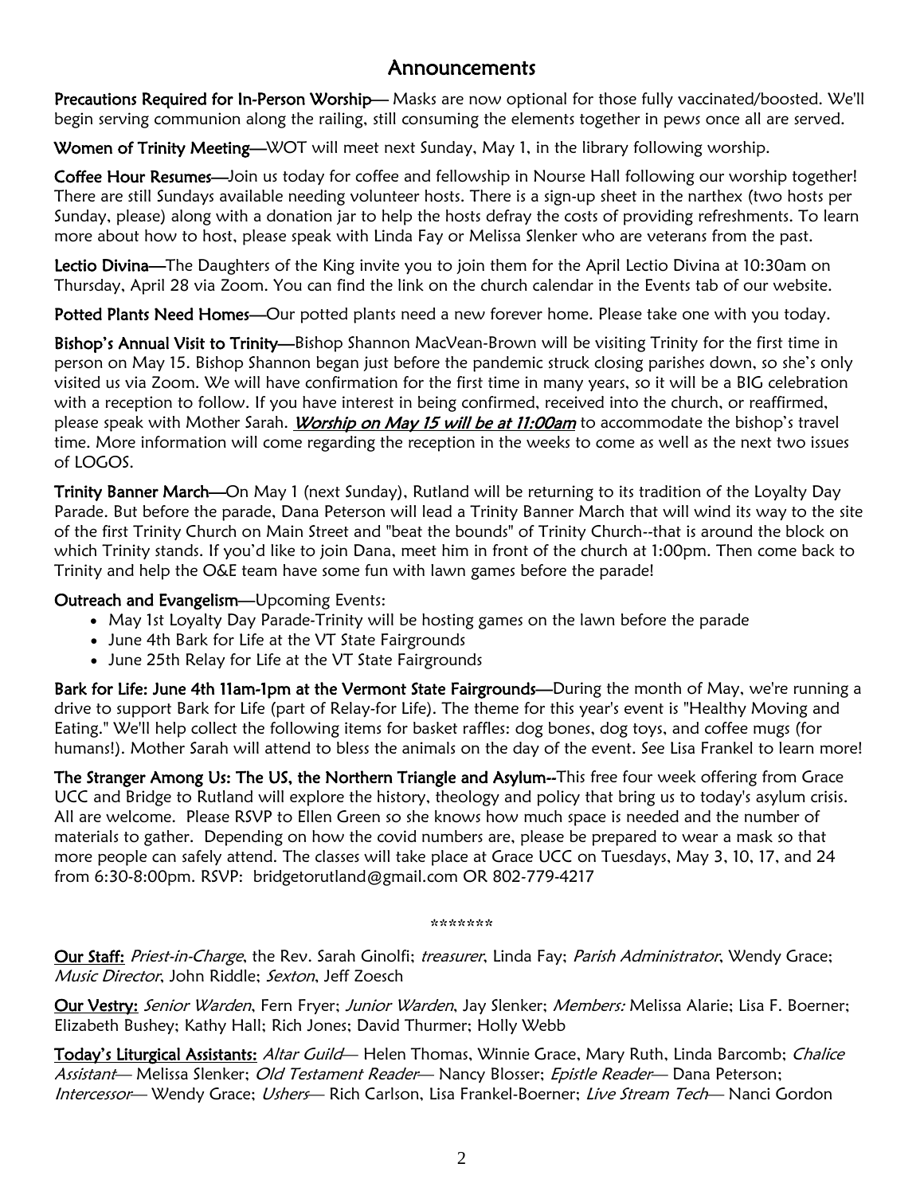## Announcements

**Precautions Required for In-Person Worship**— Masks are now optional for those fully vaccinated/boosted. We'll begin serving communion along the railing, still consuming the elements together in pews once all are served.

**Women of Trinity Meeting**—WOT will meet next Sunday, May 1, in the library following worship.

**Coffee Hour Resumes**—Join us today for coffee and fellowship in Nourse Hall following our worship together! There are still Sundays available needing volunteer hosts. There is a sign-up sheet in the narthex (two hosts per Sunday, please) along with a donation jar to help the hosts defray the costs of providing refreshments. To learn more about how to host, please speak with Linda Fay or Melissa Slenker who are veterans from the past.

**Lectio Divina**—The Daughters of the King invite you to join them for the April Lectio Divina at 10:30am on Thursday, April 28 via Zoom. You can find the link on the church calendar in the Events tab of our website.

**Potted Plants Need Homes**—Our potted plants need a new forever home. Please take one with you today.

**Bishop's Annual Visit to Trinity**—Bishop Shannon MacVean-Brown will be visiting Trinity for the first time in person on May 15. Bishop Shannon began just before the pandemic struck closing parishes down, so she's only visited us via Zoom. We will have confirmation for the first time in many years, so it will be a BIG celebration with a reception to follow. If you have interest in being confirmed, received into the church, or reaffirmed, please speak with Mother Sarah. ***Worship on May 15 will be at 11:00am*** to accommodate the bishop's travel time. More information will come regarding the reception in the weeks to come as well as the next two issues of LOGOS.

**Trinity Banner March**—On May 1 (next Sunday), Rutland will be returning to its tradition of the Loyalty Day Parade. But before the parade, Dana Peterson will lead a Trinity Banner March that will wind its way to the site of the first Trinity Church on Main Street and "beat the bounds" of Trinity Church--that is around the block on which Trinity stands. If you'd like to join Dana, meet him in front of the church at 1:00pm. Then come back to Trinity and help the O&E team have some fun with lawn games before the parade!

**Outreach and Evangelism**—Upcoming Events:

- May 1st Loyalty Day Parade-Trinity will be hosting games on the lawn before the parade
- June 4th Bark for Life at the VT State Fairgrounds
- June 25th Relay for Life at the VT State Fairgrounds

**Bark for Life: June 4th 11am-1pm at the Vermont State Fairgrounds**—During the month of May, we're running a drive to support Bark for Life (part of Relay-for Life). The theme for this year's event is "Healthy Moving and Eating." We'll help collect the following items for basket raffles: dog bones, dog toys, and coffee mugs (for humans!). Mother Sarah will attend to bless the animals on the day of the event. See Lisa Frankel to learn more!

**The Stranger Among Us: The US, the Northern Triangle and Asylum--**This free four week offering from Grace UCC and Bridge to Rutland will explore the history, theology and policy that bring us to today's asylum crisis. All are welcome. Please RSVP to Ellen Green so she knows how much space is needed and the number of materials to gather. Depending on how the covid numbers are, please be prepared to wear a mask so that more people can safely attend. The classes will take place at Grace UCC on Tuesdays, May 3, 10, 17, and 24 from 6:30-8:00pm. RSVP: bridgetorutland@gmail.com OR 802-779-4217

*******

**Our Staff:** *Priest-in-Charge*, the Rev. Sarah Ginolfi; *treasurer*, Linda Fay; *Parish Administrator*, Wendy Grace; *Music Director*, John Riddle; *Sexton*, Jeff Zoesch

**Our Vestry:** *Senior Warden*, Fern Fryer; *Junior Warden*, Jay Slenker; *Members:* Melissa Alarie; Lisa F. Boerner; Elizabeth Bushey; Kathy Hall; Rich Jones; David Thurmer; Holly Webb

**Today's Liturgical Assistants:** *Altar Guild*— Helen Thomas, Winnie Grace, Mary Ruth, Linda Barcomb; *Chalice Assistant*— Melissa Slenker; *Old Testament Reader*— Nancy Blosser; *Epistle Reader*— Dana Peterson; *Intercessor*— Wendy Grace; *Ushers*— Rich Carlson, Lisa Frankel-Boerner; *Live Stream Tech*— Nanci Gordon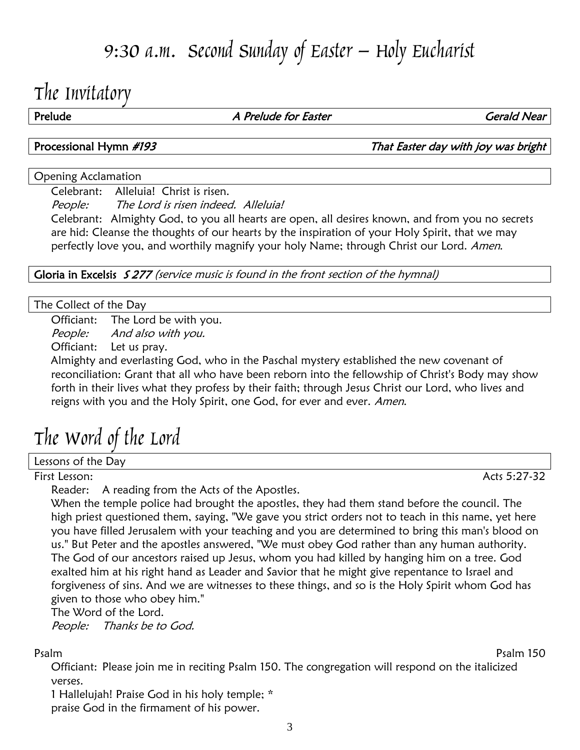# 9:30 a.m. Second Sunday of Easter – Holy Eucharist

## The Invitatory

**Prelude** *A Prelude for Easter* *Gerald Near*

**Processional Hymn** ***#193*** ***That Easter day with joy was bright***

Opening Acclamation

Celebrant: Alleluia! Christ is risen.
*People: The Lord is risen indeed. Alleluia!*
Celebrant: Almighty God, to you all hearts are open, all desires known, and from you no secrets are hid: Cleanse the thoughts of our hearts by the inspiration of your Holy Spirit, that we may perfectly love you, and worthily magnify your holy Name; through Christ our Lord. *Amen.*

**Gloria in Excelsis** ***S 277*** *(service music is found in the front section of the hymnal)*

The Collect of the Day

Officiant: The Lord be with you.
*People: And also with you.*
Officiant: Let us pray.
Almighty and everlasting God, who in the Paschal mystery established the new covenant of reconciliation: Grant that all who have been reborn into the fellowship of Christ's Body may show forth in their lives what they profess by their faith; through Jesus Christ our Lord, who lives and reigns with you and the Holy Spirit, one God, for ever and ever. *Amen.*

## The Word of the Lord

Lessons of the Day

First Lesson: Acts 5:27-32

Reader: A reading from the Acts of the Apostles.
When the temple police had brought the apostles, they had them stand before the council. The high priest questioned them, saying, "We gave you strict orders not to teach in this name, yet here you have filled Jerusalem with your teaching and you are determined to bring this man's blood on us." But Peter and the apostles answered, "We must obey God rather than any human authority. The God of our ancestors raised up Jesus, whom you had killed by hanging him on a tree. God exalted him at his right hand as Leader and Savior that he might give repentance to Israel and forgiveness of sins. And we are witnesses to these things, and so is the Holy Spirit whom God has given to those who obey him."
The Word of the Lord.
*People: Thanks be to God.*

Psalm Psalm 150

Officiant: Please join me in reciting Psalm 150. The congregation will respond on the italicized verses.
1 Hallelujah! Praise God in his holy temple; *
praise God in the firmament of his power.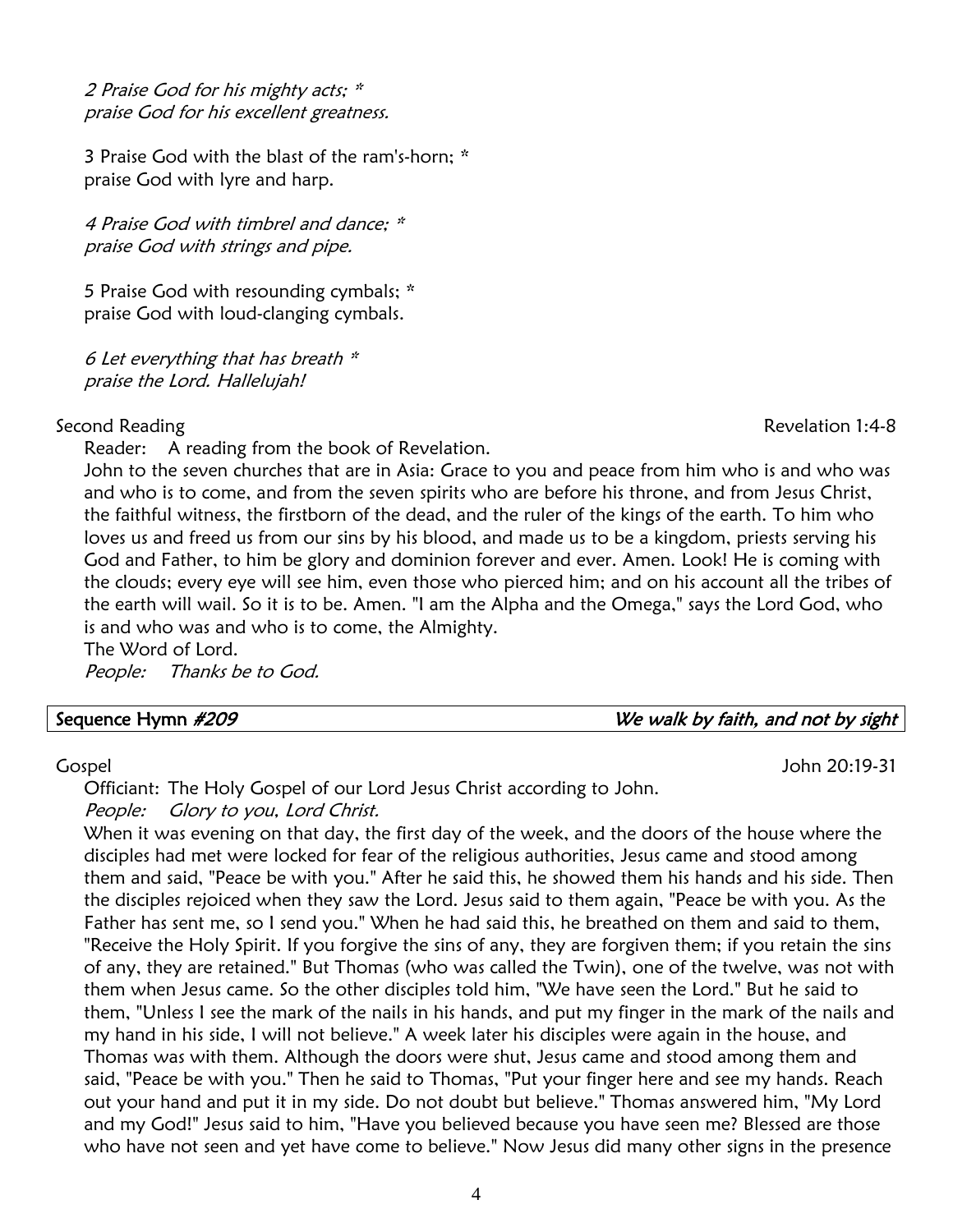*2 Praise God for his mighty acts; **
*praise God for his excellent greatness.*

3 Praise God with the blast of the ram's-horn; *
praise God with lyre and harp.

*4 Praise God with timbrel and dance; **
*praise God with strings and pipe.*

5 Praise God with resounding cymbals; *
praise God with loud-clanging cymbals.

*6 Let everything that has breath **
*praise the Lord. Hallelujah!*

Second Reading Revelation 1:4-8

Reader: A reading from the book of Revelation.

John to the seven churches that are in Asia: Grace to you and peace from him who is and who was and who is to come, and from the seven spirits who are before his throne, and from Jesus Christ, the faithful witness, the firstborn of the dead, and the ruler of the kings of the earth. To him who loves us and freed us from our sins by his blood, and made us to be a kingdom, priests serving his God and Father, to him be glory and dominion forever and ever. Amen. Look! He is coming with the clouds; every eye will see him, even those who pierced him; and on his account all the tribes of the earth will wail. So it is to be. Amen. "I am the Alpha and the Omega," says the Lord God, who is and who was and who is to come, the Almighty.

The Word of Lord.

*People: Thanks be to God.*

**Sequence Hymn *#209*** ***We walk by faith, and not by sight***

Gospel John 20:19-31

Officiant: The Holy Gospel of our Lord Jesus Christ according to John.

*People: Glory to you, Lord Christ.*

When it was evening on that day, the first day of the week, and the doors of the house where the disciples had met were locked for fear of the religious authorities, Jesus came and stood among them and said, "Peace be with you." After he said this, he showed them his hands and his side. Then the disciples rejoiced when they saw the Lord. Jesus said to them again, "Peace be with you. As the Father has sent me, so I send you." When he had said this, he breathed on them and said to them, "Receive the Holy Spirit. If you forgive the sins of any, they are forgiven them; if you retain the sins of any, they are retained." But Thomas (who was called the Twin), one of the twelve, was not with them when Jesus came. So the other disciples told him, "We have seen the Lord." But he said to them, "Unless I see the mark of the nails in his hands, and put my finger in the mark of the nails and my hand in his side, I will not believe." A week later his disciples were again in the house, and Thomas was with them. Although the doors were shut, Jesus came and stood among them and said, "Peace be with you." Then he said to Thomas, "Put your finger here and see my hands. Reach out your hand and put it in my side. Do not doubt but believe." Thomas answered him, "My Lord and my God!" Jesus said to him, "Have you believed because you have seen me? Blessed are those who have not seen and yet have come to believe." Now Jesus did many other signs in the presence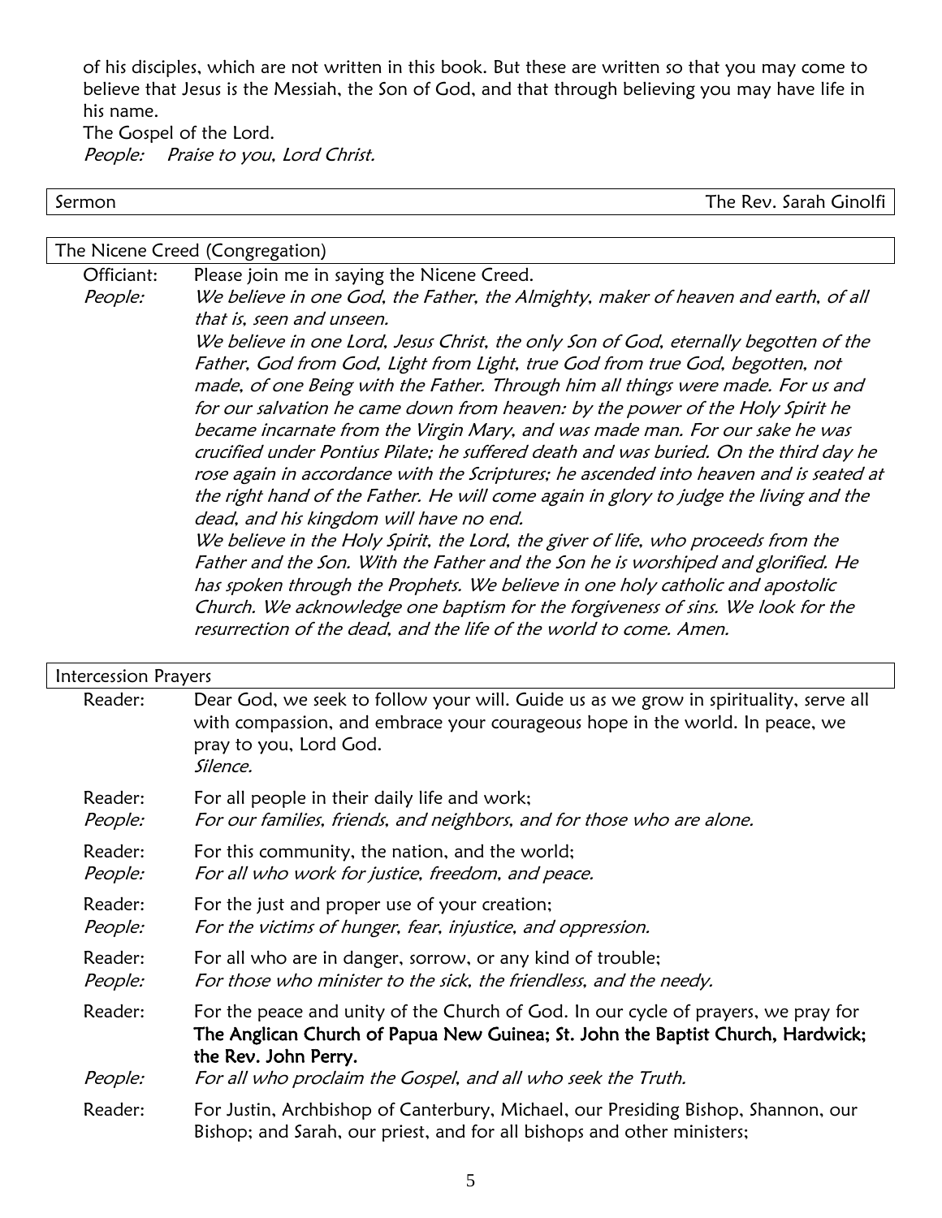of his disciples, which are not written in this book. But these are written so that you may come to believe that Jesus is the Messiah, the Son of God, and that through believing you may have life in his name.
The Gospel of the Lord.
*People:* *Praise to you, Lord Christ.*

| Sermon | The Rev. Sarah Ginolfi |
|---|---|

## The Nicene Creed (Congregation)

Officiant: Please join me in saying the Nicene Creed.

*People:* *We believe in one God, the Father, the Almighty, maker of heaven and earth, of all that is, seen and unseen.*
*We believe in one Lord, Jesus Christ, the only Son of God, eternally begotten of the Father, God from God, Light from Light, true God from true God, begotten, not made, of one Being with the Father. Through him all things were made. For us and for our salvation he came down from heaven: by the power of the Holy Spirit he became incarnate from the Virgin Mary, and was made man. For our sake he was crucified under Pontius Pilate; he suffered death and was buried. On the third day he rose again in accordance with the Scriptures; he ascended into heaven and is seated at the right hand of the Father. He will come again in glory to judge the living and the dead, and his kingdom will have no end.*
*We believe in the Holy Spirit, the Lord, the giver of life, who proceeds from the Father and the Son. With the Father and the Son he is worshiped and glorified. He has spoken through the Prophets. We believe in one holy catholic and apostolic Church. We acknowledge one baptism for the forgiveness of sins. We look for the resurrection of the dead, and the life of the world to come. Amen.*

## Intercession Prayers

Reader: Dear God, we seek to follow your will. Guide us as we grow in spirituality, serve all with compassion, and embrace your courageous hope in the world. In peace, we pray to you, Lord God.
*Silence.*

Reader: For all people in their daily life and work;
*People:* *For our families, friends, and neighbors, and for those who are alone.*

Reader: For this community, the nation, and the world;
*People:* *For all who work for justice, freedom, and peace.*

Reader: For the just and proper use of your creation;
*People:* *For the victims of hunger, fear, injustice, and oppression.*

Reader: For all who are in danger, sorrow, or any kind of trouble;
*People:* *For those who minister to the sick, the friendless, and the needy.*

Reader: For the peace and unity of the Church of God. In our cycle of prayers, we pray for **The Anglican Church of Papua New Guinea; St. John the Baptist Church, Hardwick; the Rev. John Perry.**
*People:* *For all who proclaim the Gospel, and all who seek the Truth.*

Reader: For Justin, Archbishop of Canterbury, Michael, our Presiding Bishop, Shannon, our Bishop; and Sarah, our priest, and for all bishops and other ministers;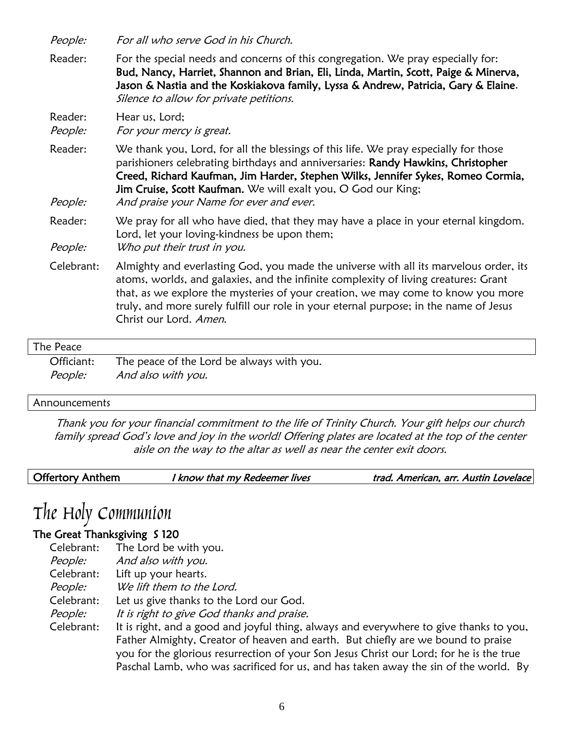*People:* *For all who serve God in his Church.*

Reader: For the special needs and concerns of this congregation. We pray especially for: **Bud, Nancy, Harriet, Shannon and Brian, Eli, Linda, Martin, Scott, Paige & Minerva, Jason & Nastia and the Koskiakova family, Lyssa & Andrew, Patricia, Gary & Elaine**. *Silence to allow for private petitions.*

Reader: Hear us, Lord;
*People:* *For your mercy is great.*

Reader: We thank you, Lord, for all the blessings of this life. We pray especially for those parishioners celebrating birthdays and anniversaries: **Randy Hawkins, Christopher Creed, Richard Kaufman, Jim Harder, Stephen Wilks, Jennifer Sykes, Romeo Cormia, Jim Cruise, Scott Kaufman.** We will exalt you, O God our King;
*People:* *And praise your Name for ever and ever.*

Reader: We pray for all who have died, that they may have a place in your eternal kingdom. Lord, let your loving-kindness be upon them;
*People:* *Who put their trust in you.*

Celebrant: Almighty and everlasting God, you made the universe with all its marvelous order, its atoms, worlds, and galaxies, and the infinite complexity of living creatures: Grant that, as we explore the mysteries of your creation, we may come to know you more truly, and more surely fulfill our role in your eternal purpose; in the name of Jesus Christ our Lord. *Amen.*

### The Peace

Officiant: The peace of the Lord be always with you.
*People:* *And also with you.*

### Announcements

*Thank you for your financial commitment to the life of Trinity Church. Your gift helps our church family spread God's love and joy in the world! Offering plates are located at the top of the center aisle on the way to the altar as well as near the center exit doors.*

**Offertory Anthem** *I know that my Redeemer lives* *trad. American, arr. Austin Lovelace*

# The Holy Communion

### The Great Thanksgiving S 120

Celebrant: The Lord be with you.
*People:* *And also with you.*
Celebrant: Lift up your hearts.
*People:* *We lift them to the Lord.*
Celebrant: Let us give thanks to the Lord our God.
*People:* *It is right to give God thanks and praise.*
Celebrant: It is right, and a good and joyful thing, always and everywhere to give thanks to you, Father Almighty, Creator of heaven and earth. But chiefly are we bound to praise you for the glorious resurrection of your Son Jesus Christ our Lord; for he is the true Paschal Lamb, who was sacrificed for us, and has taken away the sin of the world. By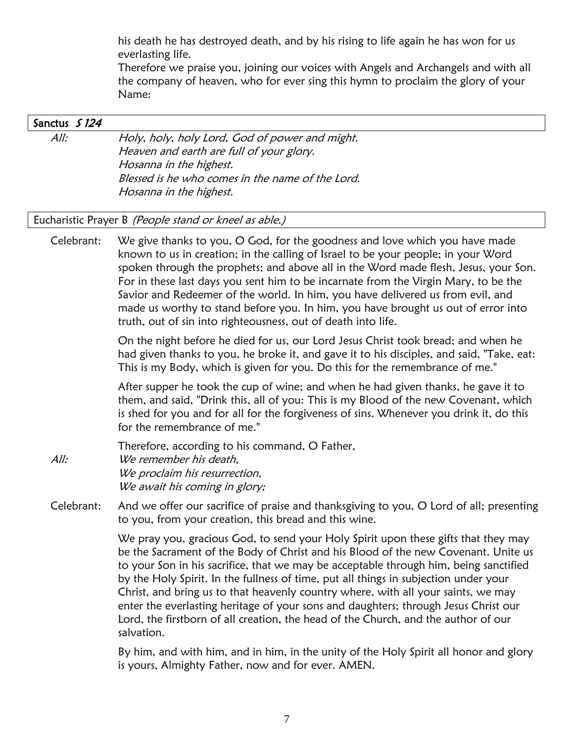his death he has destroyed death, and by his rising to life again he has won for us everlasting life.
Therefore we praise you, joining our voices with Angels and Archangels and with all the company of heaven, who for ever sing this hymn to proclaim the glory of your Name:

**Sanctus** *S 124*

*All:* *Holy, holy, holy Lord, God of power and might.*
*Heaven and earth are full of your glory.*
*Hosanna in the highest.*
*Blessed is he who comes in the name of the Lord.*
*Hosanna in the highest.*

Eucharistic Prayer B *(People stand or kneel as able.)*

Celebrant: We give thanks to you, O God, for the goodness and love which you have made known to us in creation; in the calling of Israel to be your people; in your Word spoken through the prophets; and above all in the Word made flesh, Jesus, your Son. For in these last days you sent him to be incarnate from the Virgin Mary, to be the Savior and Redeemer of the world. In him, you have delivered us from evil, and made us worthy to stand before you. In him, you have brought us out of error into truth, out of sin into righteousness, out of death into life.

On the night before he died for us, our Lord Jesus Christ took bread; and when he had given thanks to you, he broke it, and gave it to his disciples, and said, "Take, eat: This is my Body, which is given for you. Do this for the remembrance of me."

After supper he took the cup of wine; and when he had given thanks, he gave it to them, and said, "Drink this, all of you: This is my Blood of the new Covenant, which is shed for you and for all for the forgiveness of sins. Whenever you drink it, do this for the remembrance of me."

Therefore, according to his command, O Father,

*All:* *We remember his death,*
*We proclaim his resurrection,*
*We await his coming in glory;*

Celebrant: And we offer our sacrifice of praise and thanksgiving to you, O Lord of all; presenting to you, from your creation, this bread and this wine.

We pray you, gracious God, to send your Holy Spirit upon these gifts that they may be the Sacrament of the Body of Christ and his Blood of the new Covenant. Unite us to your Son in his sacrifice, that we may be acceptable through him, being sanctified by the Holy Spirit. In the fullness of time, put all things in subjection under your Christ, and bring us to that heavenly country where, with all your saints, we may enter the everlasting heritage of your sons and daughters; through Jesus Christ our Lord, the firstborn of all creation, the head of the Church, and the author of our salvation.

By him, and with him, and in him, in the unity of the Holy Spirit all honor and glory is yours, Almighty Father, now and for ever. AMEN.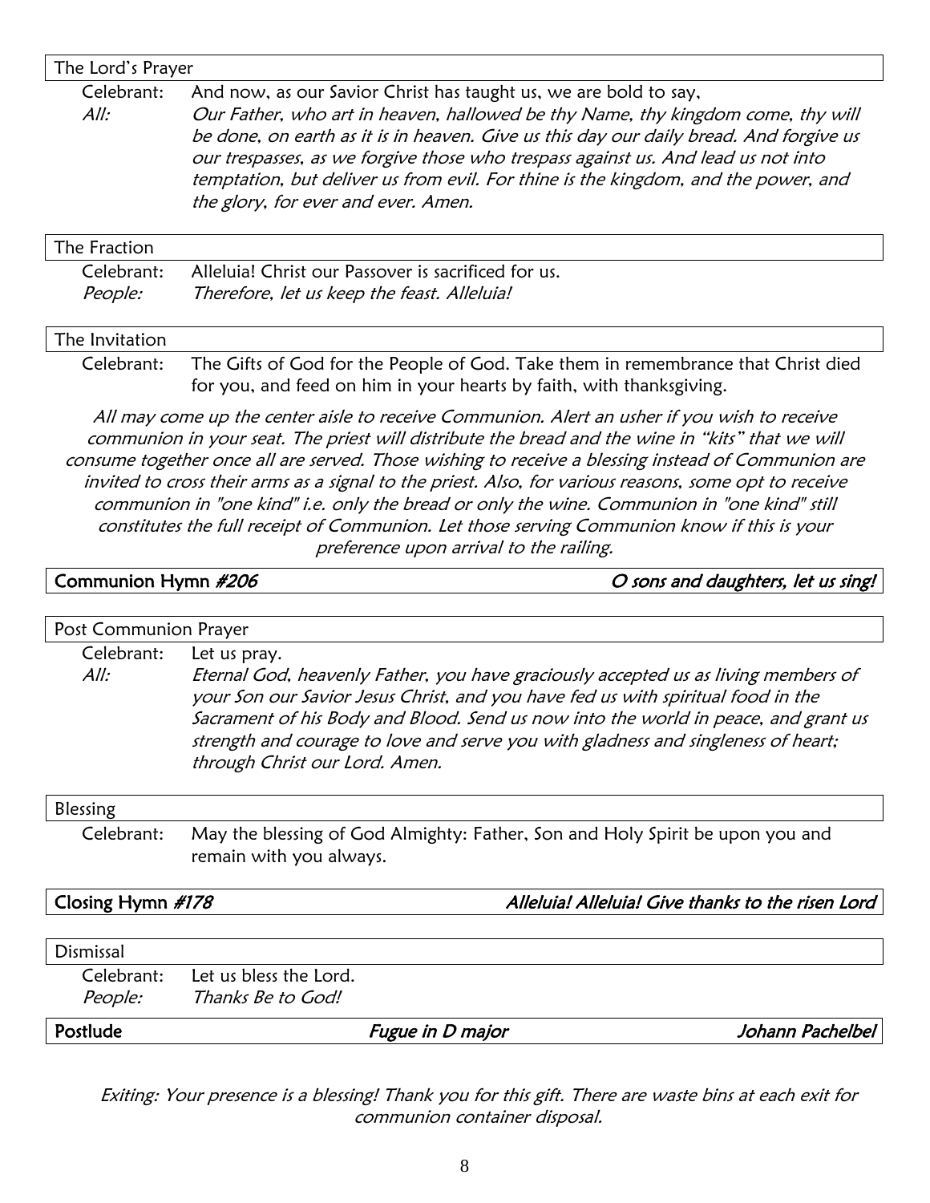### The Lord's Prayer

Celebrant: And now, as our Savior Christ has taught us, we are bold to say,

*All:* *Our Father, who art in heaven, hallowed be thy Name, thy kingdom come, thy will be done, on earth as it is in heaven. Give us this day our daily bread. And forgive us our trespasses, as we forgive those who trespass against us. And lead us not into temptation, but deliver us from evil. For thine is the kingdom, and the power, and the glory, for ever and ever. Amen.*

### The Fraction

Celebrant: Alleluia! Christ our Passover is sacrificed for us.

*People:* *Therefore, let us keep the feast. Alleluia!*

### The Invitation

Celebrant: The Gifts of God for the People of God. Take them in remembrance that Christ died for you, and feed on him in your hearts by faith, with thanksgiving.

*All may come up the center aisle to receive Communion. Alert an usher if you wish to receive communion in your seat. The priest will distribute the bread and the wine in "kits" that we will consume together once all are served. Those wishing to receive a blessing instead of Communion are invited to cross their arms as a signal to the priest. Also, for various reasons, some opt to receive communion in "one kind" i.e. only the bread or only the wine. Communion in "one kind" still constitutes the full receipt of Communion. Let those serving Communion know if this is your preference upon arrival to the railing.*

### **Communion Hymn *#206*** — *O sons and daughters, let us sing!*

### Post Communion Prayer

Celebrant: Let us pray.

*All:* *Eternal God, heavenly Father, you have graciously accepted us as living members of your Son our Savior Jesus Christ, and you have fed us with spiritual food in the Sacrament of his Body and Blood. Send us now into the world in peace, and grant us strength and courage to love and serve you with gladness and singleness of heart; through Christ our Lord. Amen.*

### Blessing

Celebrant: May the blessing of God Almighty: Father, Son and Holy Spirit be upon you and remain with you always.

### **Closing Hymn *#178*** — *Alleluia! Alleluia! Give thanks to the risen Lord*

### Dismissal

Celebrant: Let us bless the Lord.

*People:* *Thanks Be to God!*

### **Postlude** — *Fugue in D major* — *Johann Pachelbel*

*Exiting: Your presence is a blessing! Thank you for this gift. There are waste bins at each exit for communion container disposal.*